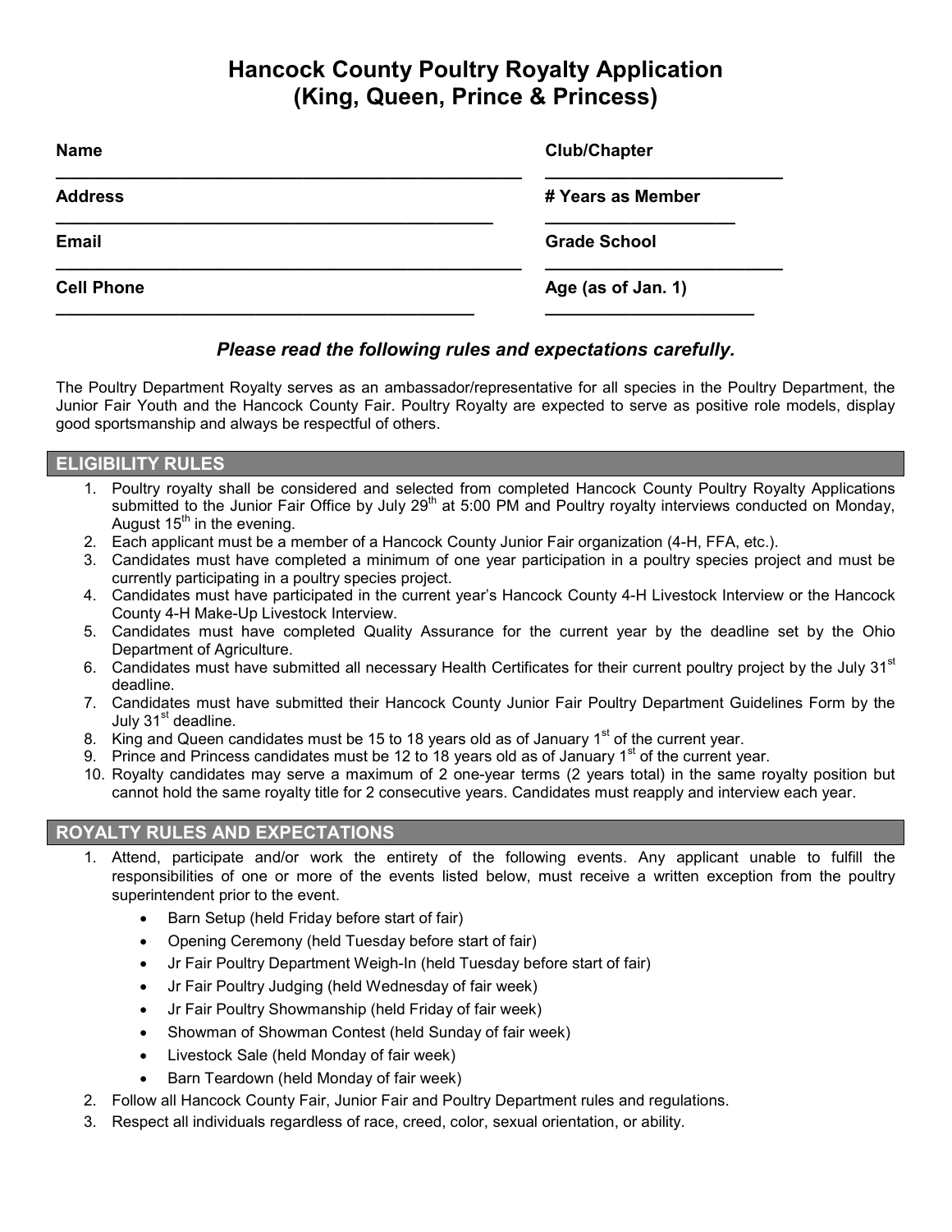# Hancock County Poultry Royalty Application
# (King, Queen, Prince & Princess)

**Name** ______________________________________________ **Club/Chapter** ________________________

**Address** ___________________________________________ **# Years as Member** ___________________

**Email** ______________________________________________ **Grade School** ________________________

**Cell Phone** __________________________________________ **Age (as of Jan. 1)** ____________________

***Please read the following rules and expectations carefully.***

The Poultry Department Royalty serves as an ambassador/representative for all species in the Poultry Department, the Junior Fair Youth and the Hancock County Fair. Poultry Royalty are expected to serve as positive role models, display good sportsmanship and always be respectful of others.

## ELIGIBILITY RULES

1. Poultry royalty shall be considered and selected from completed Hancock County Poultry Royalty Applications submitted to the Junior Fair Office by July 29th at 5:00 PM and Poultry royalty interviews conducted on Monday, August 15th in the evening.
2. Each applicant must be a member of a Hancock County Junior Fair organization (4-H, FFA, etc.).
3. Candidates must have completed a minimum of one year participation in a poultry species project and must be currently participating in a poultry species project.
4. Candidates must have participated in the current year's Hancock County 4-H Livestock Interview or the Hancock County 4-H Make-Up Livestock Interview.
5. Candidates must have completed Quality Assurance for the current year by the deadline set by the Ohio Department of Agriculture.
6. Candidates must have submitted all necessary Health Certificates for their current poultry project by the July 31st deadline.
7. Candidates must have submitted their Hancock County Junior Fair Poultry Department Guidelines Form by the July 31st deadline.
8. King and Queen candidates must be 15 to 18 years old as of January 1st of the current year.
9. Prince and Princess candidates must be 12 to 18 years old as of January 1st of the current year.
10. Royalty candidates may serve a maximum of 2 one-year terms (2 years total) in the same royalty position but cannot hold the same royalty title for 2 consecutive years. Candidates must reapply and interview each year.

## ROYALTY RULES AND EXPECTATIONS

1. Attend, participate and/or work the entirety of the following events. Any applicant unable to fulfill the responsibilities of one or more of the events listed below, must receive a written exception from the poultry superintendent prior to the event.
   - Barn Setup (held Friday before start of fair)
   - Opening Ceremony (held Tuesday before start of fair)
   - Jr Fair Poultry Department Weigh-In (held Tuesday before start of fair)
   - Jr Fair Poultry Judging (held Wednesday of fair week)
   - Jr Fair Poultry Showmanship (held Friday of fair week)
   - Showman of Showman Contest (held Sunday of fair week)
   - Livestock Sale (held Monday of fair week)
   - Barn Teardown (held Monday of fair week)
2. Follow all Hancock County Fair, Junior Fair and Poultry Department rules and regulations.
3. Respect all individuals regardless of race, creed, color, sexual orientation, or ability.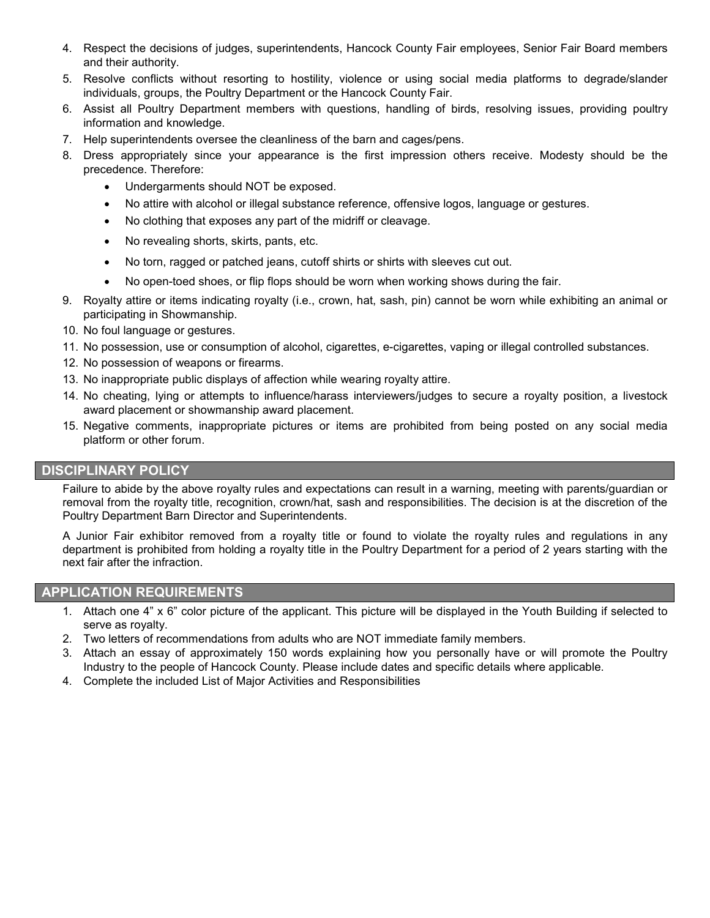4. Respect the decisions of judges, superintendents, Hancock County Fair employees, Senior Fair Board members and their authority.
5. Resolve conflicts without resorting to hostility, violence or using social media platforms to degrade/slander individuals, groups, the Poultry Department or the Hancock County Fair.
6. Assist all Poultry Department members with questions, handling of birds, resolving issues, providing poultry information and knowledge.
7. Help superintendents oversee the cleanliness of the barn and cages/pens.
8. Dress appropriately since your appearance is the first impression others receive. Modesty should be the precedence. Therefore:
   - Undergarments should NOT be exposed.
   - No attire with alcohol or illegal substance reference, offensive logos, language or gestures.
   - No clothing that exposes any part of the midriff or cleavage.
   - No revealing shorts, skirts, pants, etc.
   - No torn, ragged or patched jeans, cutoff shirts or shirts with sleeves cut out.
   - No open-toed shoes, or flip flops should be worn when working shows during the fair.
9. Royalty attire or items indicating royalty (i.e., crown, hat, sash, pin) cannot be worn while exhibiting an animal or participating in Showmanship.
10. No foul language or gestures.
11. No possession, use or consumption of alcohol, cigarettes, e-cigarettes, vaping or illegal controlled substances.
12. No possession of weapons or firearms.
13. No inappropriate public displays of affection while wearing royalty attire.
14. No cheating, lying or attempts to influence/harass interviewers/judges to secure a royalty position, a livestock award placement or showmanship award placement.
15. Negative comments, inappropriate pictures or items are prohibited from being posted on any social media platform or other forum.

## DISCIPLINARY POLICY

Failure to abide by the above royalty rules and expectations can result in a warning, meeting with parents/guardian or removal from the royalty title, recognition, crown/hat, sash and responsibilities. The decision is at the discretion of the Poultry Department Barn Director and Superintendents.

A Junior Fair exhibitor removed from a royalty title or found to violate the royalty rules and regulations in any department is prohibited from holding a royalty title in the Poultry Department for a period of 2 years starting with the next fair after the infraction.

## APPLICATION REQUIREMENTS

1. Attach one 4" x 6" color picture of the applicant. This picture will be displayed in the Youth Building if selected to serve as royalty.
2. Two letters of recommendations from adults who are NOT immediate family members.
3. Attach an essay of approximately 150 words explaining how you personally have or will promote the Poultry Industry to the people of Hancock County. Please include dates and specific details where applicable.
4. Complete the included List of Major Activities and Responsibilities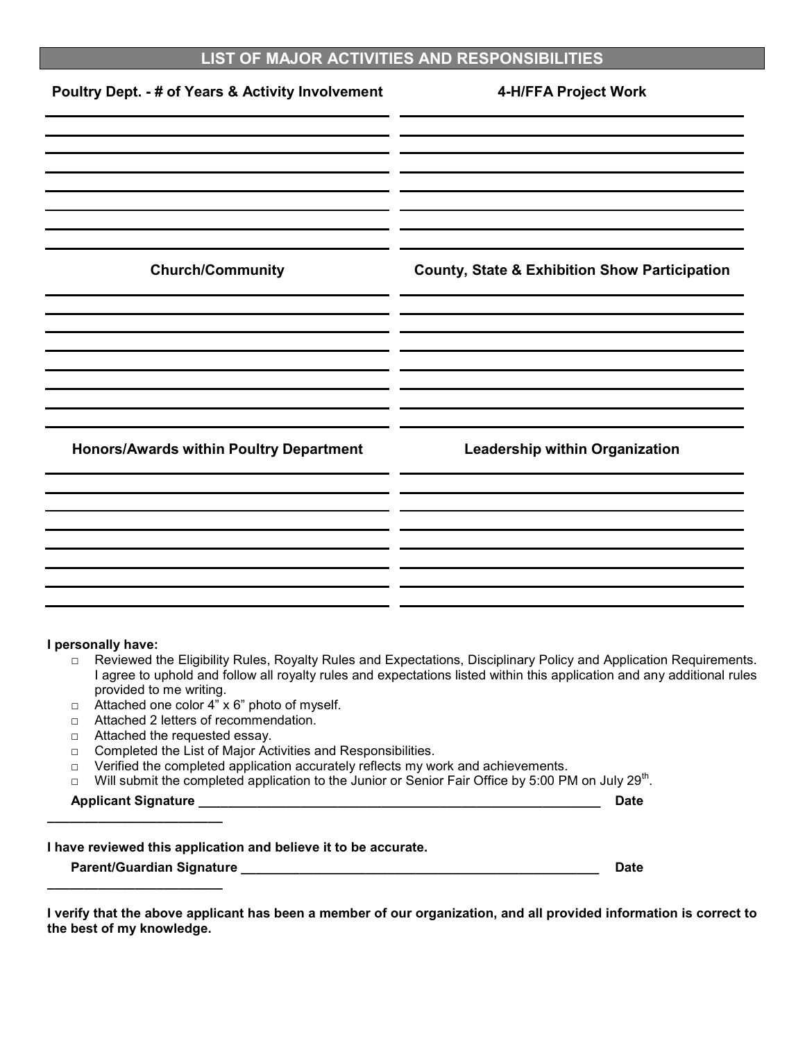## LIST OF MAJOR ACTIVITIES AND RESPONSIBILITIES

| Poultry Dept. - # of Years & Activity Involvement | 4-H/FFA Project Work |
|---|---|
| | |
| | |
| | |
| | |
| | |
| | |
| | |

| Church/Community | County, State & Exhibition Show Participation |
|---|---|
| | |
| | |
| | |
| | |
| | |
| | |
| | |

| Honors/Awards within Poultry Department | Leadership within Organization |
|---|---|
| | |
| | |
| | |
| | |
| | |
| | |
| | |

**I personally have:**

- □ Reviewed the Eligibility Rules, Royalty Rules and Expectations, Disciplinary Policy and Application Requirements. I agree to uphold and follow all royalty rules and expectations listed within this application and any additional rules provided to me writing.
- □ Attached one color 4" x 6" photo of myself.
- □ Attached 2 letters of recommendation.
- □ Attached the requested essay.
- □ Completed the List of Major Activities and Responsibilities.
- □ Verified the completed application accurately reflects my work and achievements.
- □ Will submit the completed application to the Junior or Senior Fair Office by 5:00 PM on July 29th.

**Applicant Signature** ________________________________________________________ **Date** ________________________

**I have reviewed this application and believe it to be accurate.**

**Parent/Guardian Signature** ________________________________________________ **Date** ________________________

**I verify that the above applicant has been a member of our organization, and all provided information is correct to the best of my knowledge.**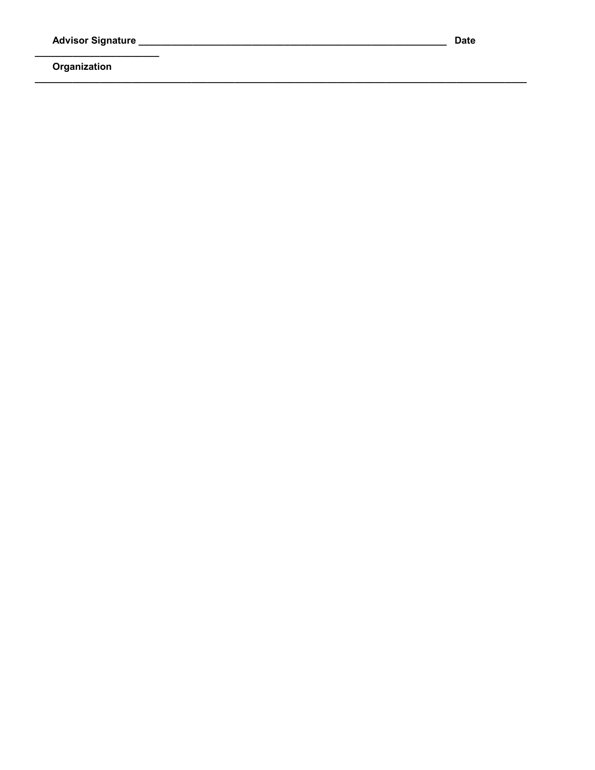**Advisor Signature** ____________________________________________________________ **Date** ________________________

**Organization** ________________________________________________________________________________________________